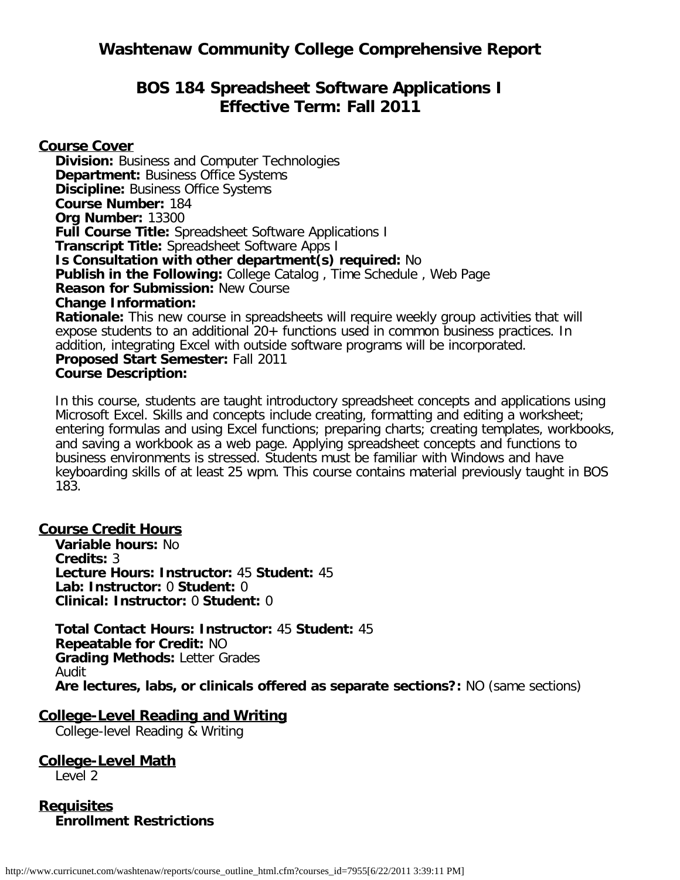# Washtenaw Community College Comprehensive Report

## BOS 184 Spreadsheet Software Applications I
## Effective Term: Fall 2011

### Course Cover

**Division:** Business and Computer Technologies
**Department:** Business Office Systems
**Discipline:** Business Office Systems
**Course Number:** 184
**Org Number:** 13300
**Full Course Title:** Spreadsheet Software Applications I
**Transcript Title:** Spreadsheet Software Apps I
**Is Consultation with other department(s) required:** No
**Publish in the Following:** College Catalog , Time Schedule , Web Page
**Reason for Submission:** New Course
**Change Information:**
**Rationale:** This new course in spreadsheets will require weekly group activities that will expose students to an additional 20+ functions used in common business practices. In addition, integrating Excel with outside software programs will be incorporated.
**Proposed Start Semester:** Fall 2011
**Course Description:**

In this course, students are taught introductory spreadsheet concepts and applications using Microsoft Excel. Skills and concepts include creating, formatting and editing a worksheet; entering formulas and using Excel functions; preparing charts; creating templates, workbooks, and saving a workbook as a web page. Applying spreadsheet concepts and functions to business environments is stressed. Students must be familiar with Windows and have keyboarding skills of at least 25 wpm. This course contains material previously taught in BOS 183.

### Course Credit Hours

**Variable hours:** No
**Credits:** 3
**Lecture Hours: Instructor:** 45 **Student:** 45
**Lab: Instructor:** 0 **Student:** 0
**Clinical: Instructor:** 0 **Student:** 0

**Total Contact Hours: Instructor:** 45 **Student:** 45
**Repeatable for Credit:** NO
**Grading Methods:** Letter Grades
Audit
**Are lectures, labs, or clinicals offered as separate sections?:** NO (same sections)

### College-Level Reading and Writing

College-level Reading & Writing

### College-Level Math

Level 2

### Requisites

**Enrollment Restrictions**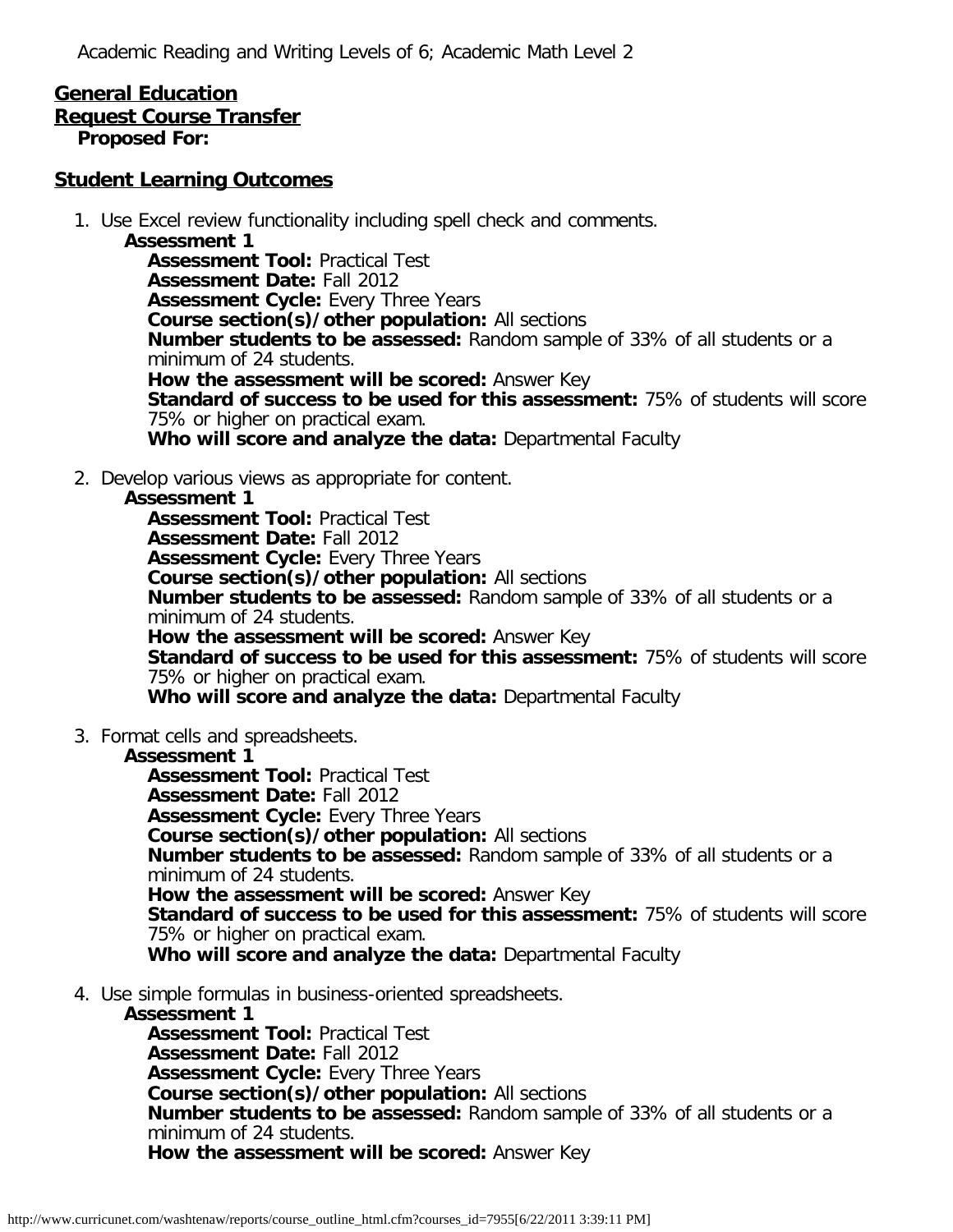Academic Reading and Writing Levels of 6; Academic Math Level 2

**General Education**

**Request Course Transfer**

**Proposed For:**

**Student Learning Outcomes**

1. Use Excel review functionality including spell check and comments.
   **Assessment 1**
   **Assessment Tool:** Practical Test
   **Assessment Date:** Fall 2012
   **Assessment Cycle:** Every Three Years
   **Course section(s)/other population:** All sections
   **Number students to be assessed:** Random sample of 33% of all students or a minimum of 24 students.
   **How the assessment will be scored:** Answer Key
   **Standard of success to be used for this assessment:** 75% of students will score 75% or higher on practical exam.
   **Who will score and analyze the data:** Departmental Faculty

2. Develop various views as appropriate for content.
   **Assessment 1**
   **Assessment Tool:** Practical Test
   **Assessment Date:** Fall 2012
   **Assessment Cycle:** Every Three Years
   **Course section(s)/other population:** All sections
   **Number students to be assessed:** Random sample of 33% of all students or a minimum of 24 students.
   **How the assessment will be scored:** Answer Key
   **Standard of success to be used for this assessment:** 75% of students will score 75% or higher on practical exam.
   **Who will score and analyze the data:** Departmental Faculty

3. Format cells and spreadsheets.
   **Assessment 1**
   **Assessment Tool:** Practical Test
   **Assessment Date:** Fall 2012
   **Assessment Cycle:** Every Three Years
   **Course section(s)/other population:** All sections
   **Number students to be assessed:** Random sample of 33% of all students or a minimum of 24 students.
   **How the assessment will be scored:** Answer Key
   **Standard of success to be used for this assessment:** 75% of students will score 75% or higher on practical exam.
   **Who will score and analyze the data:** Departmental Faculty

4. Use simple formulas in business-oriented spreadsheets.
   **Assessment 1**
   **Assessment Tool:** Practical Test
   **Assessment Date:** Fall 2012
   **Assessment Cycle:** Every Three Years
   **Course section(s)/other population:** All sections
   **Number students to be assessed:** Random sample of 33% of all students or a minimum of 24 students.
   **How the assessment will be scored:** Answer Key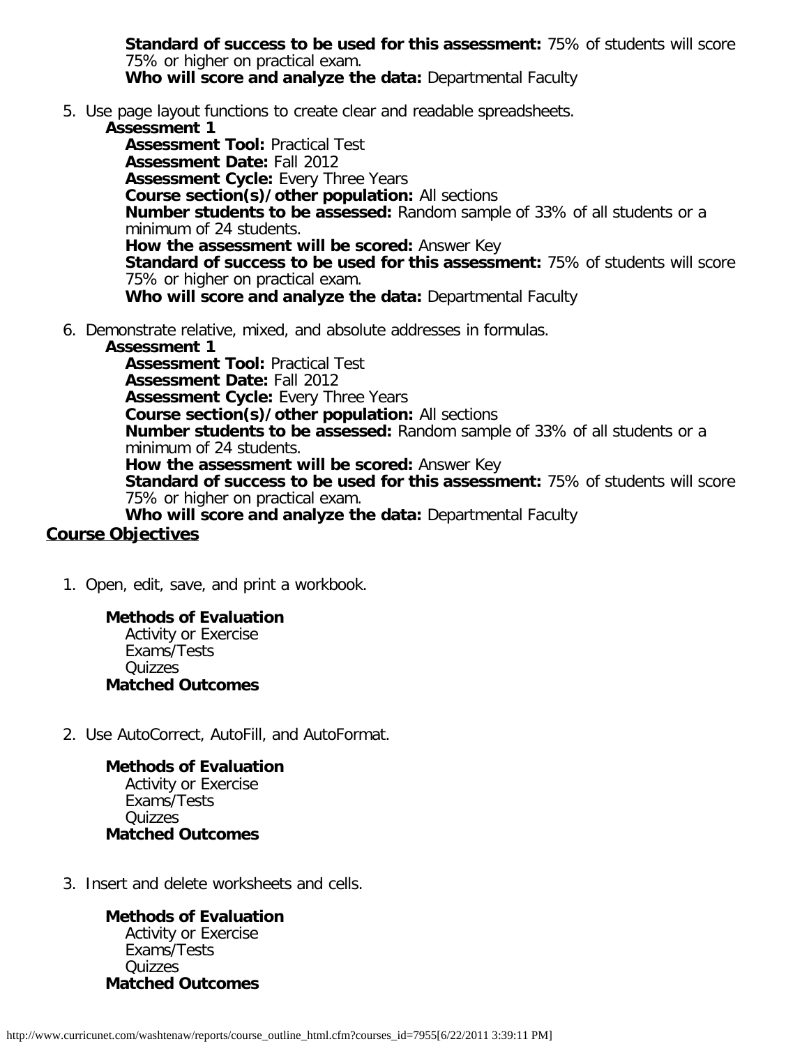**Standard of success to be used for this assessment:** 75% of students will score 75% or higher on practical exam.
**Who will score and analyze the data:** Departmental Faculty

5. Use page layout functions to create clear and readable spreadsheets.
   **Assessment 1**
   **Assessment Tool:** Practical Test
   **Assessment Date:** Fall 2012
   **Assessment Cycle:** Every Three Years
   **Course section(s)/other population:** All sections
   **Number students to be assessed:** Random sample of 33% of all students or a minimum of 24 students.
   **How the assessment will be scored:** Answer Key
   **Standard of success to be used for this assessment:** 75% of students will score 75% or higher on practical exam.
   **Who will score and analyze the data:** Departmental Faculty

6. Demonstrate relative, mixed, and absolute addresses in formulas.
   **Assessment 1**
   **Assessment Tool:** Practical Test
   **Assessment Date:** Fall 2012
   **Assessment Cycle:** Every Three Years
   **Course section(s)/other population:** All sections
   **Number students to be assessed:** Random sample of 33% of all students or a minimum of 24 students.
   **How the assessment will be scored:** Answer Key
   **Standard of success to be used for this assessment:** 75% of students will score 75% or higher on practical exam.
   **Who will score and analyze the data:** Departmental Faculty

## Course Objectives

1. Open, edit, save, and print a workbook.

   **Methods of Evaluation**
   Activity or Exercise
   Exams/Tests
   Quizzes
   **Matched Outcomes**

2. Use AutoCorrect, AutoFill, and AutoFormat.

   **Methods of Evaluation**
   Activity or Exercise
   Exams/Tests
   Quizzes
   **Matched Outcomes**

3. Insert and delete worksheets and cells.

   **Methods of Evaluation**
   Activity or Exercise
   Exams/Tests
   Quizzes
   **Matched Outcomes**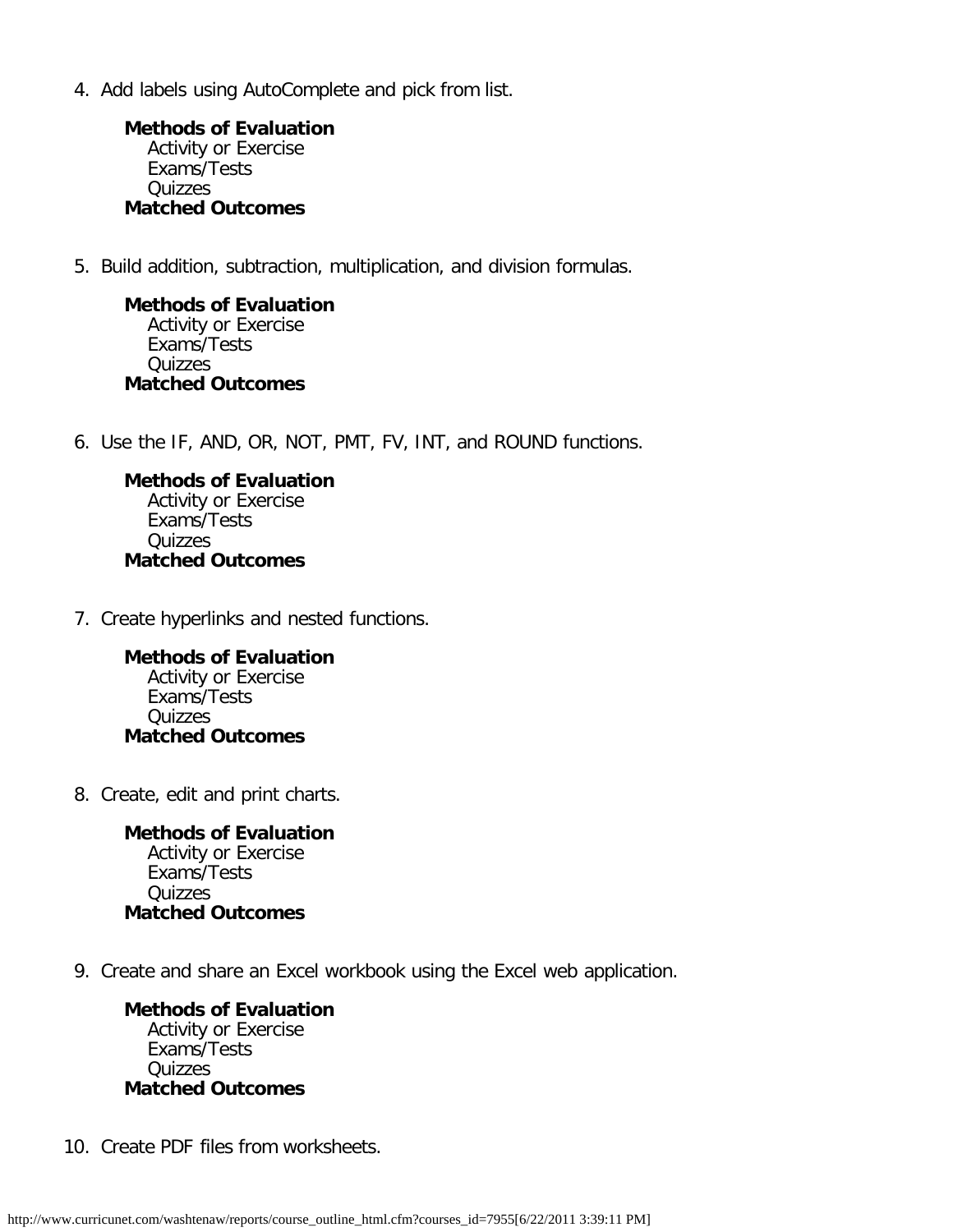4. Add labels using AutoComplete and pick from list.

   **Methods of Evaluation**
   Activity or Exercise
   Exams/Tests
   Quizzes
   **Matched Outcomes**

5. Build addition, subtraction, multiplication, and division formulas.

   **Methods of Evaluation**
   Activity or Exercise
   Exams/Tests
   Quizzes
   **Matched Outcomes**

6. Use the IF, AND, OR, NOT, PMT, FV, INT, and ROUND functions.

   **Methods of Evaluation**
   Activity or Exercise
   Exams/Tests
   Quizzes
   **Matched Outcomes**

7. Create hyperlinks and nested functions.

   **Methods of Evaluation**
   Activity or Exercise
   Exams/Tests
   Quizzes
   **Matched Outcomes**

8. Create, edit and print charts.

   **Methods of Evaluation**
   Activity or Exercise
   Exams/Tests
   Quizzes
   **Matched Outcomes**

9. Create and share an Excel workbook using the Excel web application.

   **Methods of Evaluation**
   Activity or Exercise
   Exams/Tests
   Quizzes
   **Matched Outcomes**

10. Create PDF files from worksheets.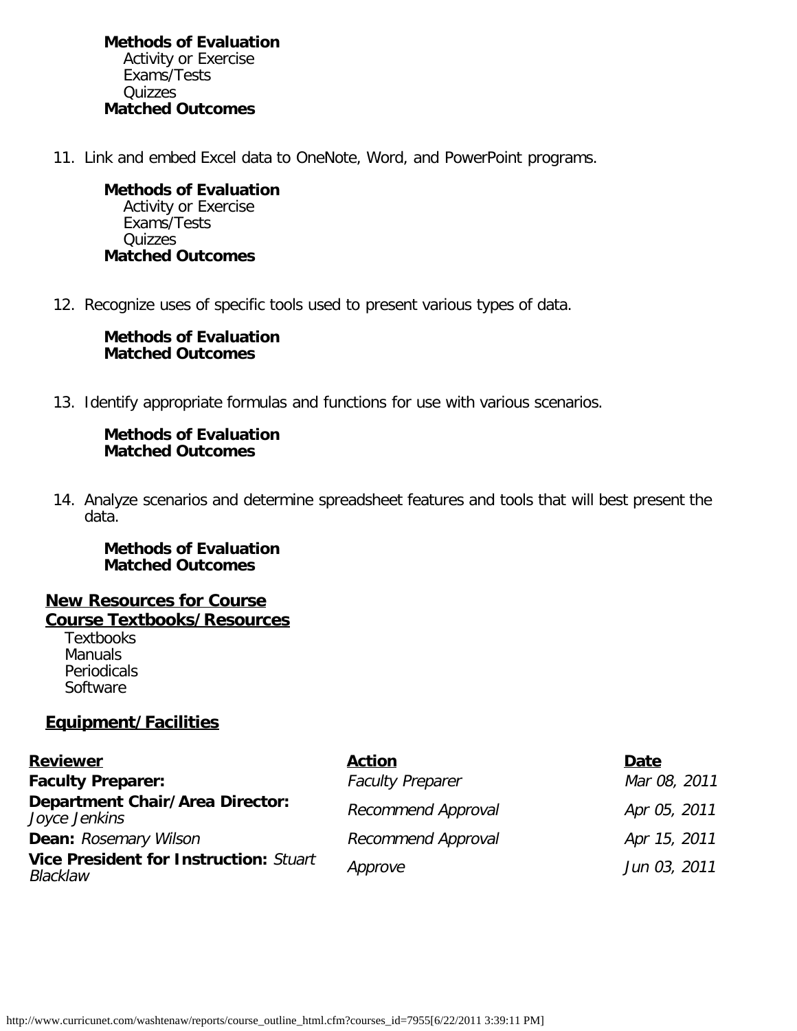**Methods of Evaluation**

Activity or Exercise
Exams/Tests
Quizzes

**Matched Outcomes**

11. Link and embed Excel data to OneNote, Word, and PowerPoint programs.

    **Methods of Evaluation**

    Activity or Exercise
    Exams/Tests
    Quizzes

    **Matched Outcomes**

12. Recognize uses of specific tools used to present various types of data.

    **Methods of Evaluation**

    **Matched Outcomes**

13. Identify appropriate formulas and functions for use with various scenarios.

    **Methods of Evaluation**

    **Matched Outcomes**

14. Analyze scenarios and determine spreadsheet features and tools that will best present the data.

    **Methods of Evaluation**

    **Matched Outcomes**

## New Resources for Course

## Course Textbooks/Resources

Textbooks
Manuals
Periodicals
Software

## Equipment/Facilities

| Reviewer | Action | Date |
|---|---|---|
| **Faculty Preparer:** | *Faculty Preparer* | *Mar 08, 2011* |
| **Department Chair/Area Director:** *Joyce Jenkins* | *Recommend Approval* | *Apr 05, 2011* |
| **Dean:** *Rosemary Wilson* | *Recommend Approval* | *Apr 15, 2011* |
| **Vice President for Instruction:** *Stuart Blacklaw* | *Approve* | *Jun 03, 2011* |